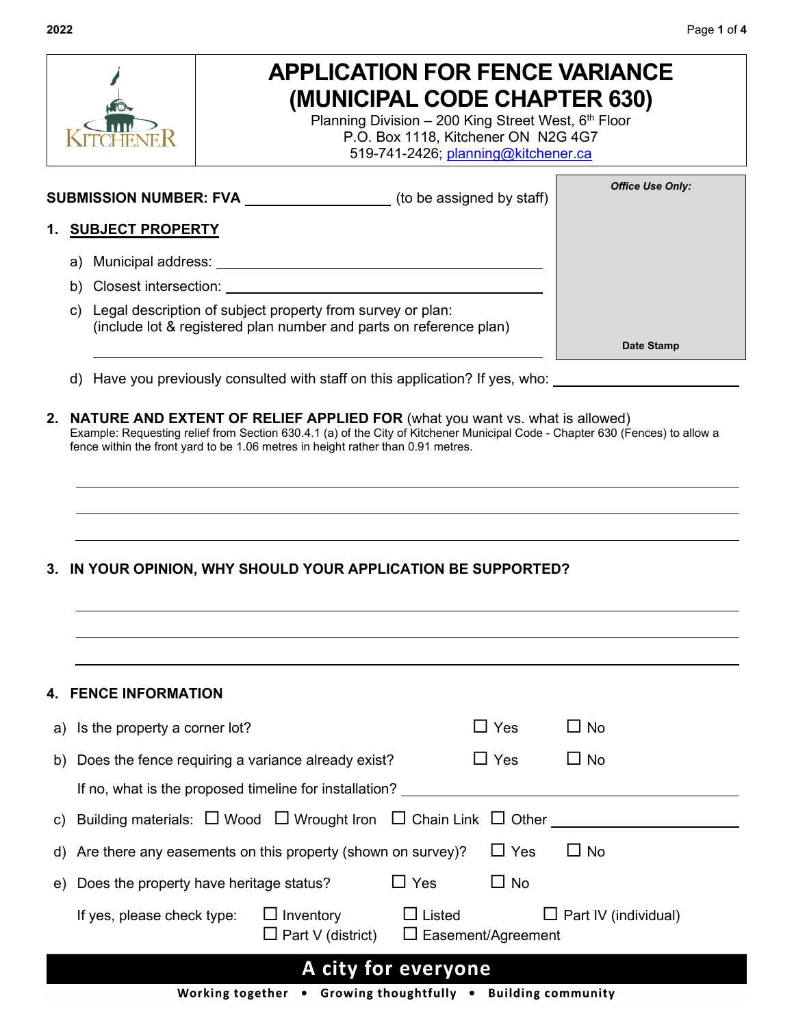# APPLICATION FOR FENCE VARIANCE (MUNICIPAL CODE CHAPTER 630)

Planning Division – 200 King Street West, 6th Floor
P.O. Box 1118, Kitchener ON N2G 4G7
519-741-2426; planning@kitchener.ca

**SUBMISSION NUMBER: FVA** ________________ (to be assigned by staff)

*Office Use Only:*

**Date Stamp**

## 1. SUBJECT PROPERTY

a) Municipal address: ______________________________

b) Closest intersection: ______________________________

c) Legal description of subject property from survey or plan:
(include lot & registered plan number and parts on reference plan)

______________________________

d) Have you previously consulted with staff on this application? If yes, who: ______________________________

## 2. NATURE AND EXTENT OF RELIEF APPLIED FOR (what you want vs. what is allowed)

Example: Requesting relief from Section 630.4.1 (a) of the City of Kitchener Municipal Code - Chapter 630 (Fences) to allow a fence within the front yard to be 1.06 metres in height rather than 0.91 metres.

______________________________

______________________________

______________________________

## 3. IN YOUR OPINION, WHY SHOULD YOUR APPLICATION BE SUPPORTED?

______________________________

______________________________

______________________________

## 4. FENCE INFORMATION

a) Is the property a corner lot? ☐ Yes ☐ No

b) Does the fence requiring a variance already exist? ☐ Yes ☐ No

If no, what is the proposed timeline for installation? ______________________________

c) Building materials: ☐ Wood ☐ Wrought Iron ☐ Chain Link ☐ Other ______________

d) Are there any easements on this property (shown on survey)? ☐ Yes ☐ No

e) Does the property have heritage status? ☐ Yes ☐ No

If yes, please check type: ☐ Inventory ☐ Listed ☐ Part IV (individual) ☐ Part V (district) ☐ Easement/Agreement

**A city for everyone**

Working together • Growing thoughtfully • Building community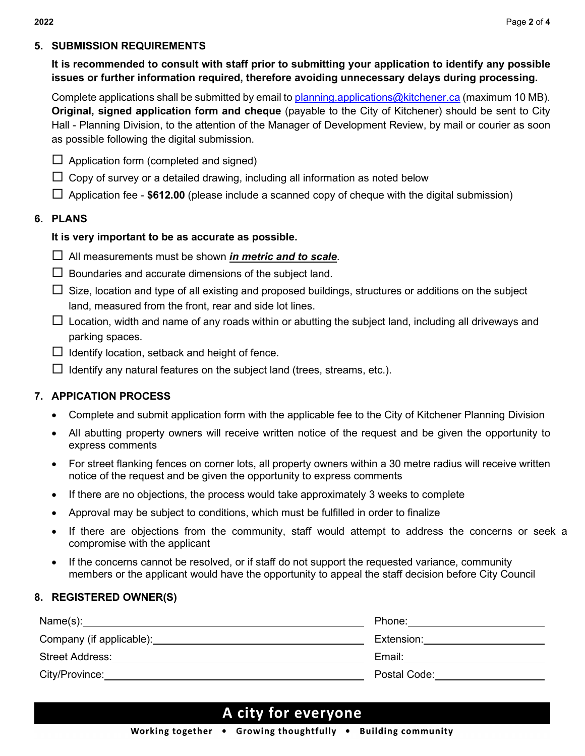## 5. SUBMISSION REQUIREMENTS

**It is recommended to consult with staff prior to submitting your application to identify any possible issues or further information required, therefore avoiding unnecessary delays during processing.**

Complete applications shall be submitted by email to planning.applications@kitchener.ca (maximum 10 MB). **Original, signed application form and cheque** (payable to the City of Kitchener) should be sent to City Hall - Planning Division, to the attention of the Manager of Development Review, by mail or courier as soon as possible following the digital submission.

- ☐ Application form (completed and signed)
- ☐ Copy of survey or a detailed drawing, including all information as noted below
- ☐ Application fee - **$612.00** (please include a scanned copy of cheque with the digital submission)

## 6. PLANS

**It is very important to be as accurate as possible.**

- ☐ All measurements must be shown ***in metric and to scale***.
- ☐ Boundaries and accurate dimensions of the subject land.
- ☐ Size, location and type of all existing and proposed buildings, structures or additions on the subject land, measured from the front, rear and side lot lines.
- ☐ Location, width and name of any roads within or abutting the subject land, including all driveways and parking spaces.
- ☐ Identify location, setback and height of fence.
- ☐ Identify any natural features on the subject land (trees, streams, etc.).

## 7. APPICATION PROCESS

- Complete and submit application form with the applicable fee to the City of Kitchener Planning Division
- All abutting property owners will receive written notice of the request and be given the opportunity to express comments
- For street flanking fences on corner lots, all property owners within a 30 metre radius will receive written notice of the request and be given the opportunity to express comments
- If there are no objections, the process would take approximately 3 weeks to complete
- Approval may be subject to conditions, which must be fulfilled in order to finalize
- If there are objections from the community, staff would attempt to address the concerns or seek a compromise with the applicant
- If the concerns cannot be resolved, or if staff do not support the requested variance, community members or the applicant would have the opportunity to appeal the staff decision before City Council

## 8. REGISTERED OWNER(S)

Name(s): ____________________ Phone: ____________________

Company (if applicable): ____________________ Extension: ____________________

Street Address: ____________________ Email: ____________________

City/Province: ____________________ Postal Code: ____________________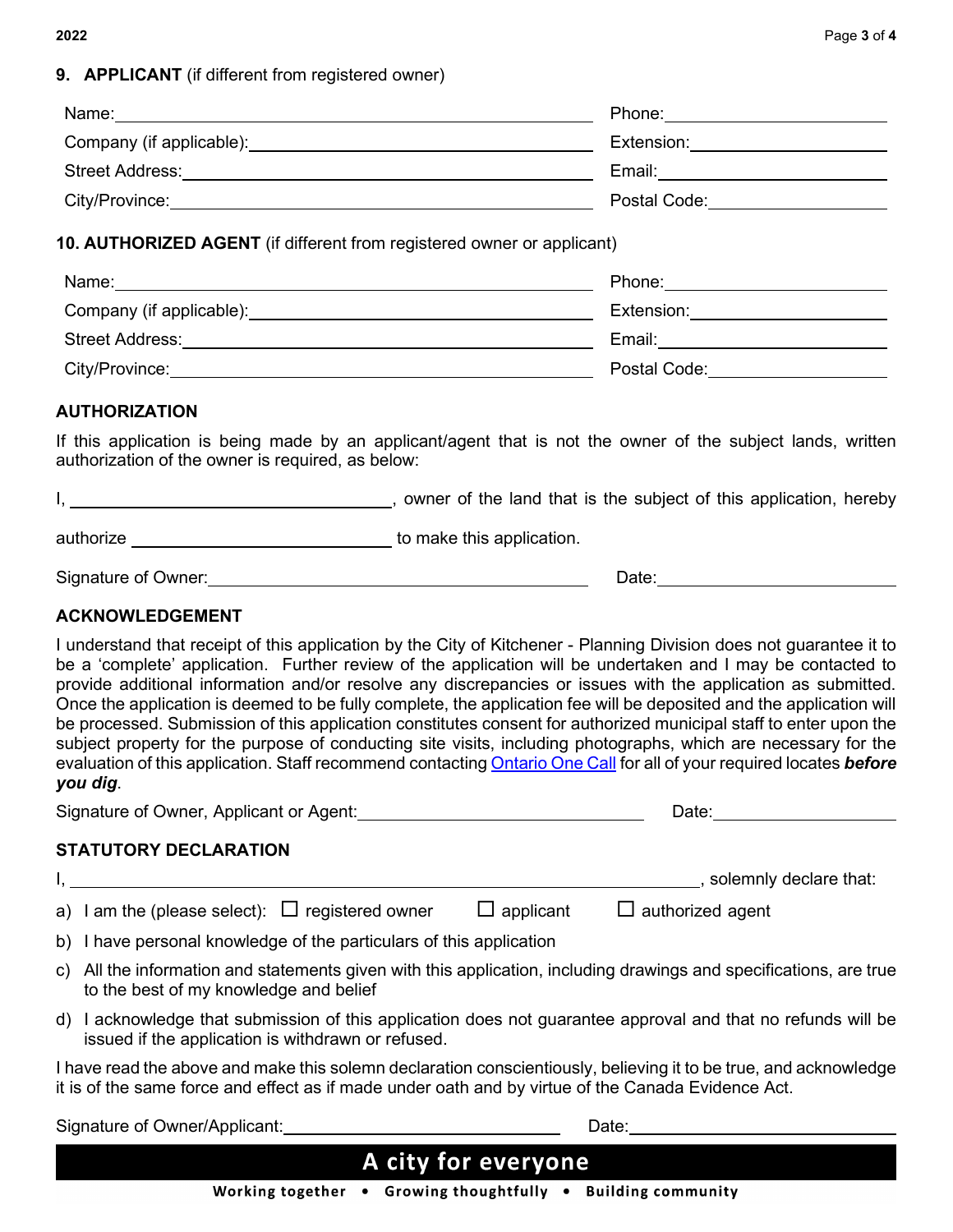## 9. APPLICANT (if different from registered owner)

Name: \_\_\_\_\_\_\_\_\_\_\_\_\_\_\_\_\_\_\_\_\_\_\_\_\_\_\_\_\_\_ Phone: \_\_\_\_\_\_\_\_\_\_\_\_\_\_\_\_\_\_\_\_

Company (if applicable): \_\_\_\_\_\_\_\_\_\_\_\_\_\_\_\_\_\_\_\_\_\_\_\_\_\_\_\_\_\_ Extension: \_\_\_\_\_\_\_\_\_\_\_\_\_\_\_\_\_\_\_\_

Street Address: \_\_\_\_\_\_\_\_\_\_\_\_\_\_\_\_\_\_\_\_\_\_\_\_\_\_\_\_\_\_ Email: \_\_\_\_\_\_\_\_\_\_\_\_\_\_\_\_\_\_\_\_

City/Province: \_\_\_\_\_\_\_\_\_\_\_\_\_\_\_\_\_\_\_\_\_\_\_\_\_\_\_\_\_\_ Postal Code: \_\_\_\_\_\_\_\_\_\_\_\_\_\_\_\_\_\_\_\_

## 10. AUTHORIZED AGENT (if different from registered owner or applicant)

Name: \_\_\_\_\_\_\_\_\_\_\_\_\_\_\_\_\_\_\_\_\_\_\_\_\_\_\_\_\_\_ Phone: \_\_\_\_\_\_\_\_\_\_\_\_\_\_\_\_\_\_\_\_

Company (if applicable): \_\_\_\_\_\_\_\_\_\_\_\_\_\_\_\_\_\_\_\_\_\_\_\_\_\_\_\_\_\_ Extension: \_\_\_\_\_\_\_\_\_\_\_\_\_\_\_\_\_\_\_\_

Street Address: \_\_\_\_\_\_\_\_\_\_\_\_\_\_\_\_\_\_\_\_\_\_\_\_\_\_\_\_\_\_ Email: \_\_\_\_\_\_\_\_\_\_\_\_\_\_\_\_\_\_\_\_

City/Province: \_\_\_\_\_\_\_\_\_\_\_\_\_\_\_\_\_\_\_\_\_\_\_\_\_\_\_\_\_\_ Postal Code: \_\_\_\_\_\_\_\_\_\_\_\_\_\_\_\_\_\_\_\_

## AUTHORIZATION

If this application is being made by an applicant/agent that is not the owner of the subject lands, written authorization of the owner is required, as below:

I, \_\_\_\_\_\_\_\_\_\_\_\_\_\_\_\_\_\_\_\_\_\_\_\_\_\_\_\_\_\_, owner of the land that is the subject of this application, hereby authorize \_\_\_\_\_\_\_\_\_\_\_\_\_\_\_\_\_\_\_\_\_\_\_\_\_\_\_\_\_\_ to make this application.

Signature of Owner: \_\_\_\_\_\_\_\_\_\_\_\_\_\_\_\_\_\_\_\_\_\_\_\_\_\_\_\_\_\_ Date: \_\_\_\_\_\_\_\_\_\_\_\_\_\_\_\_\_\_\_\_

## ACKNOWLEDGEMENT

I understand that receipt of this application by the City of Kitchener - Planning Division does not guarantee it to be a 'complete' application. Further review of the application will be undertaken and I may be contacted to provide additional information and/or resolve any discrepancies or issues with the application as submitted. Once the application is deemed to be fully complete, the application fee will be deposited and the application will be processed. Submission of this application constitutes consent for authorized municipal staff to enter upon the subject property for the purpose of conducting site visits, including photographs, which are necessary for the evaluation of this application. Staff recommend contacting Ontario One Call for all of your required locates ***before you dig***.

Signature of Owner, Applicant or Agent: \_\_\_\_\_\_\_\_\_\_\_\_\_\_\_\_\_\_\_\_\_\_\_\_\_\_\_\_\_\_ Date: \_\_\_\_\_\_\_\_\_\_\_\_\_\_\_\_\_\_\_\_

## STATUTORY DECLARATION

I, \_\_\_\_\_\_\_\_\_\_\_\_\_\_\_\_\_\_\_\_\_\_\_\_\_\_\_\_\_\_\_\_\_\_\_\_\_\_\_\_, solemnly declare that:

a) I am the (please select): ☐ registered owner ☐ applicant ☐ authorized agent

b) I have personal knowledge of the particulars of this application

c) All the information and statements given with this application, including drawings and specifications, are true to the best of my knowledge and belief

d) I acknowledge that submission of this application does not guarantee approval and that no refunds will be issued if the application is withdrawn or refused.

I have read the above and make this solemn declaration conscientiously, believing it to be true, and acknowledge it is of the same force and effect as if made under oath and by virtue of the Canada Evidence Act.

Signature of Owner/Applicant: \_\_\_\_\_\_\_\_\_\_\_\_\_\_\_\_\_\_\_\_\_\_\_\_\_\_\_\_\_\_ Date: \_\_\_\_\_\_\_\_\_\_\_\_\_\_\_\_\_\_\_\_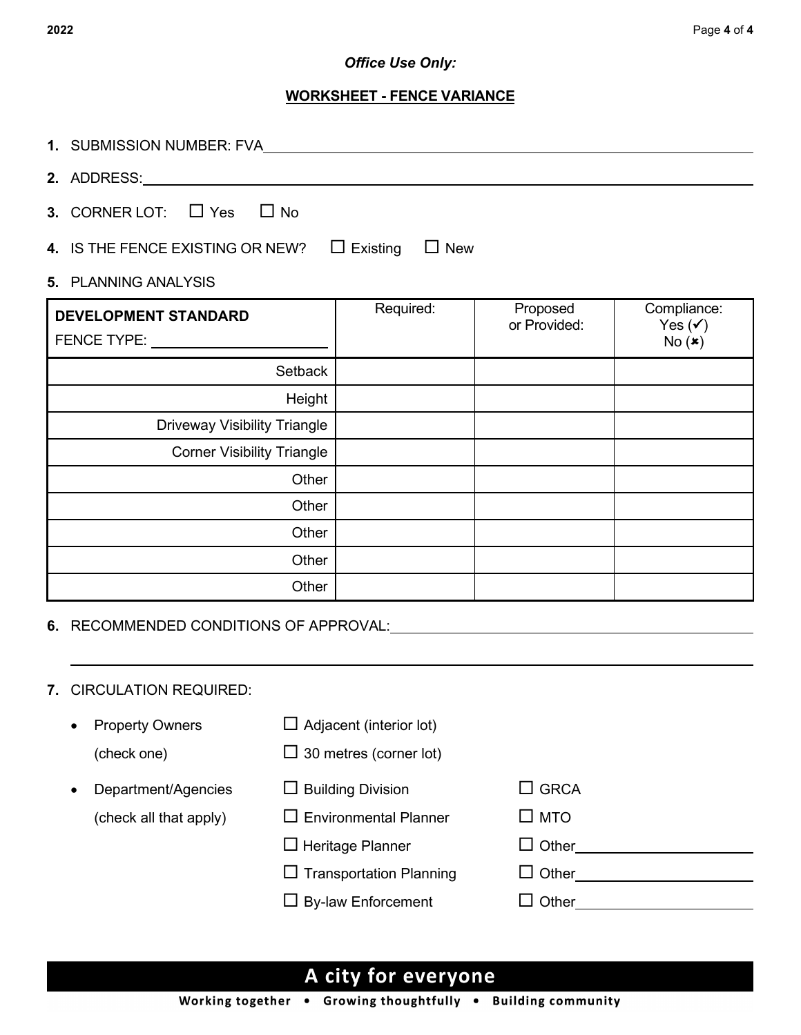*Office Use Only:*

## WORKSHEET - FENCE VARIANCE

1. SUBMISSION NUMBER: FVA\_\_\_\_\_\_\_\_\_\_\_\_\_\_\_\_\_\_\_\_\_\_\_\_\_\_\_\_\_\_\_\_
2. ADDRESS:\_\_\_\_\_\_\_\_\_\_\_\_\_\_\_\_\_\_\_\_\_\_\_\_\_\_\_\_\_\_\_\_\_\_\_\_\_\_
3. CORNER LOT: ☐ Yes ☐ No
4. IS THE FENCE EXISTING OR NEW? ☐ Existing ☐ New
5. PLANNING ANALYSIS

| **DEVELOPMENT STANDARD**<br>FENCE TYPE: \_\_\_\_\_\_\_\_\_\_\_\_ | Required: | Proposed or Provided: | Compliance: Yes (✓) No (✖) |
|---|---|---|---|
| Setback | | | |
| Height | | | |
| Driveway Visibility Triangle | | | |
| Corner Visibility Triangle | | | |
| Other | | | |
| Other | | | |
| Other | | | |
| Other | | | |
| Other | | | |

6. RECOMMENDED CONDITIONS OF APPROVAL:\_\_\_\_\_\_\_\_\_\_\_\_\_\_\_\_\_\_\_\_\_\_\_\_\_\_\_\_\_\_\_\_

7. CIRCULATION REQUIRED:

- Property Owners (check one)
  - ☐ Adjacent (interior lot)
  - ☐ 30 metres (corner lot)
- Department/Agencies (check all that apply)
  - ☐ Building Division
  - ☐ Environmental Planner
  - ☐ Heritage Planner
  - ☐ Transportation Planning
  - ☐ By-law Enforcement
  - ☐ GRCA
  - ☐ MTO
  - ☐ Other\_\_\_\_\_\_\_\_\_\_\_\_\_\_\_\_
  - ☐ Other\_\_\_\_\_\_\_\_\_\_\_\_\_\_\_\_
  - ☐ Other\_\_\_\_\_\_\_\_\_\_\_\_\_\_\_\_

**A city for everyone**

Working together • Growing thoughtfully • Building community